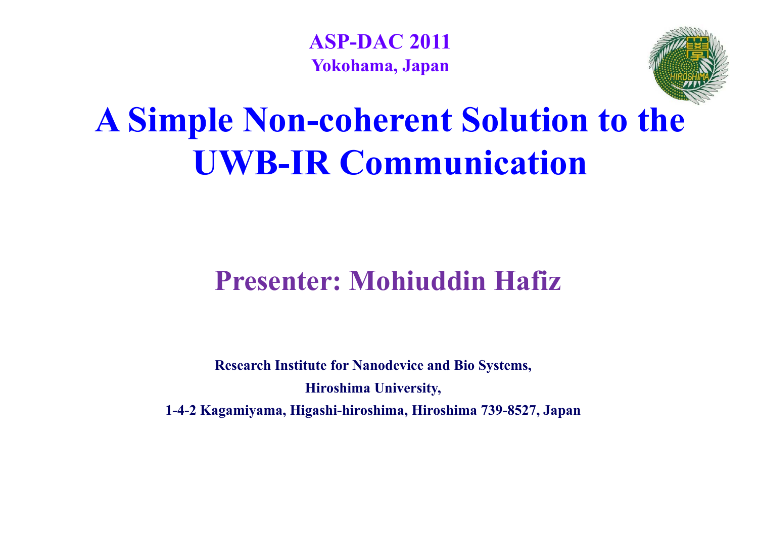**ASP-DAC 2011**
**Yokohama, Japan**

# A Simple Non-coherent Solution to the UWB-IR Communication

## Presenter: Mohiuddin Hafiz

**Research Institute for Nanodevice and Bio Systems,**

**Hiroshima University,**

**1-4-2 Kagamiyama, Higashi-hiroshima, Hiroshima 739-8527, Japan**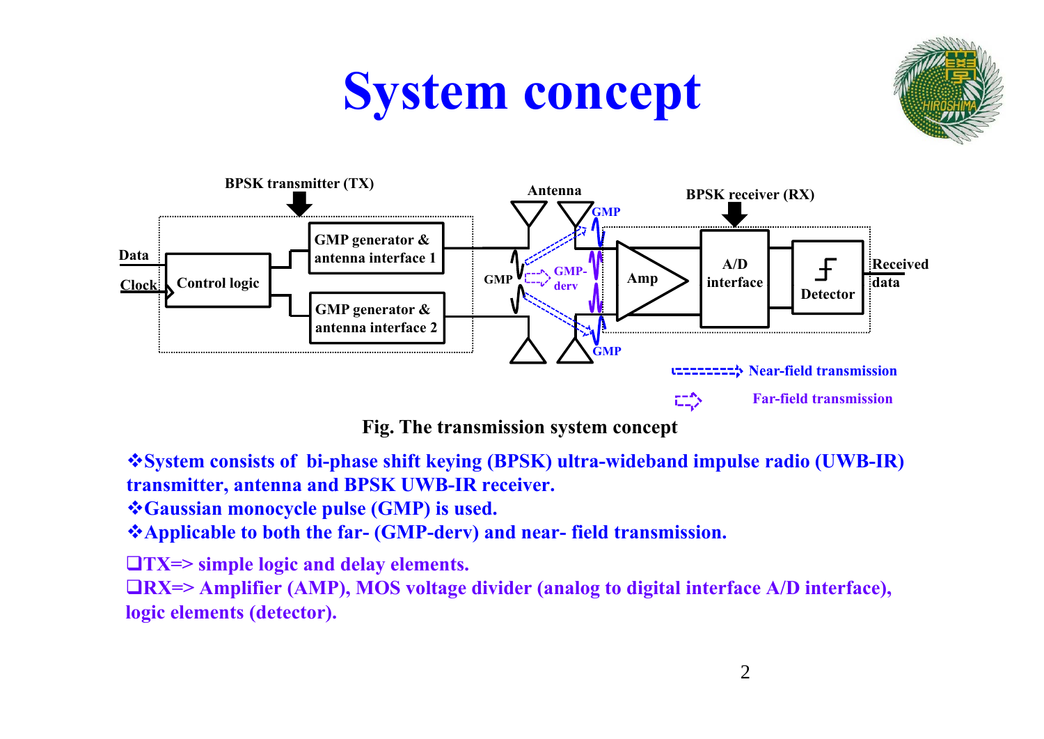# System concept

Fig. The transmission system concept

- ❖System consists of bi-phase shift keying (BPSK) ultra-wideband impulse radio (UWB-IR) transmitter, antenna and BPSK UWB-IR receiver.
- ❖Gaussian monocycle pulse (GMP) is used.
- ❖Applicable to both the far- (GMP-derv) and near- field transmission.

- ❑TX=> simple logic and delay elements.
- ❑RX=> Amplifier (AMP), MOS voltage divider (analog to digital interface A/D interface), logic elements (detector).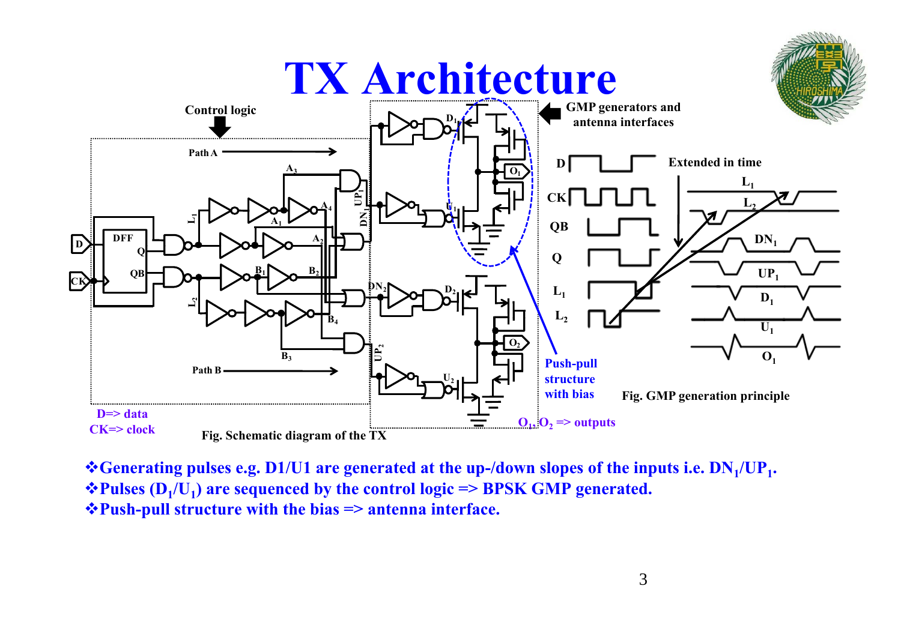# TX Architecture

Control logic

GMP generators and antenna interfaces

Push-pull structure with bias

D=> data
CK=> clock

$O_1$, $O_2$ => outputs

Fig. Schematic diagram of the TX

Extended in time

Fig. GMP generation principle

- ❖Generating pulses e.g. D1/U1 are generated at the up-/down slopes of the inputs i.e. $DN_1$/$UP_1$.
- ❖Pulses ($D_1$/$U_1$) are sequenced by the control logic => BPSK GMP generated.
- ❖Push-pull structure with the bias => antenna interface.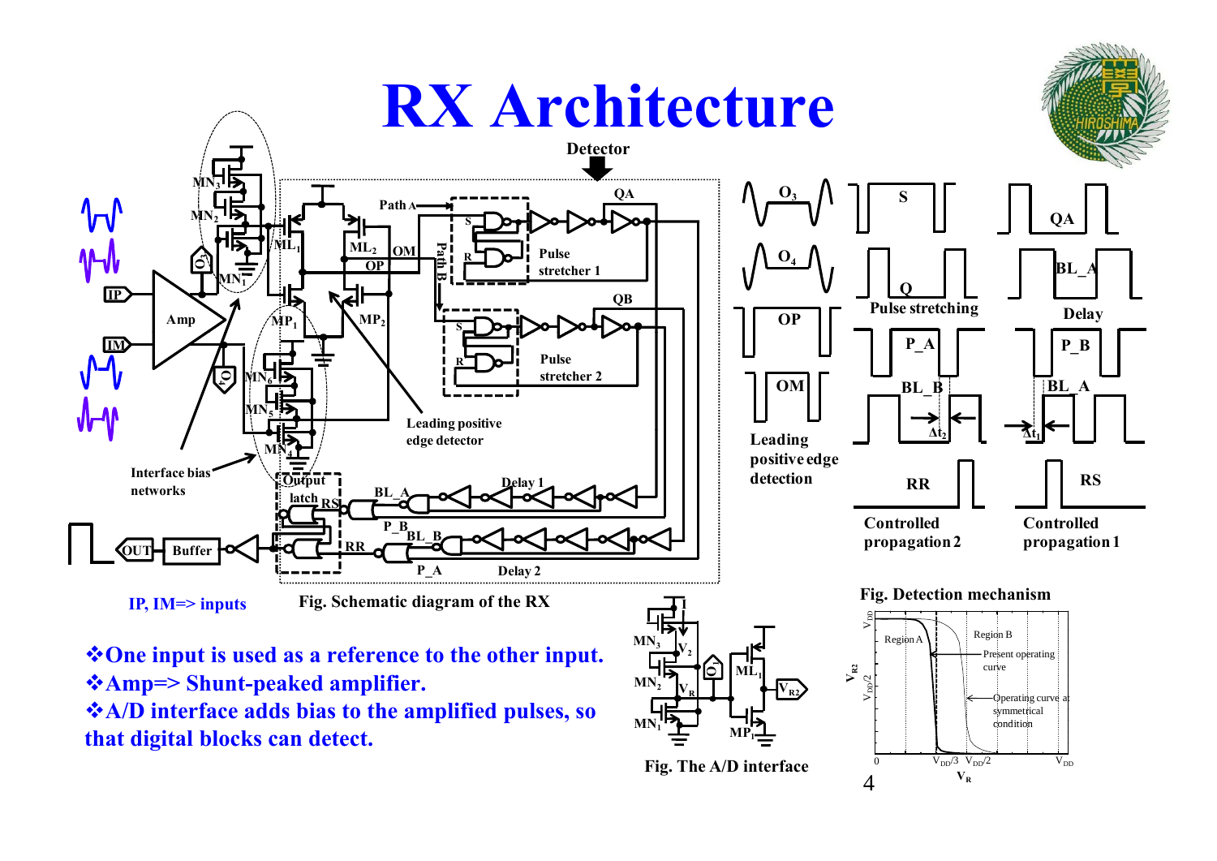# RX Architecture

IP, IM=> inputs

Fig. Schematic diagram of the RX

Fig. Detection mechanism

- ❖One input is used as a reference to the other input.
- ❖Amp=> Shunt-peaked amplifier.
- ❖A/D interface adds bias to the amplified pulses, so that digital blocks can detect.

Fig. The A/D interface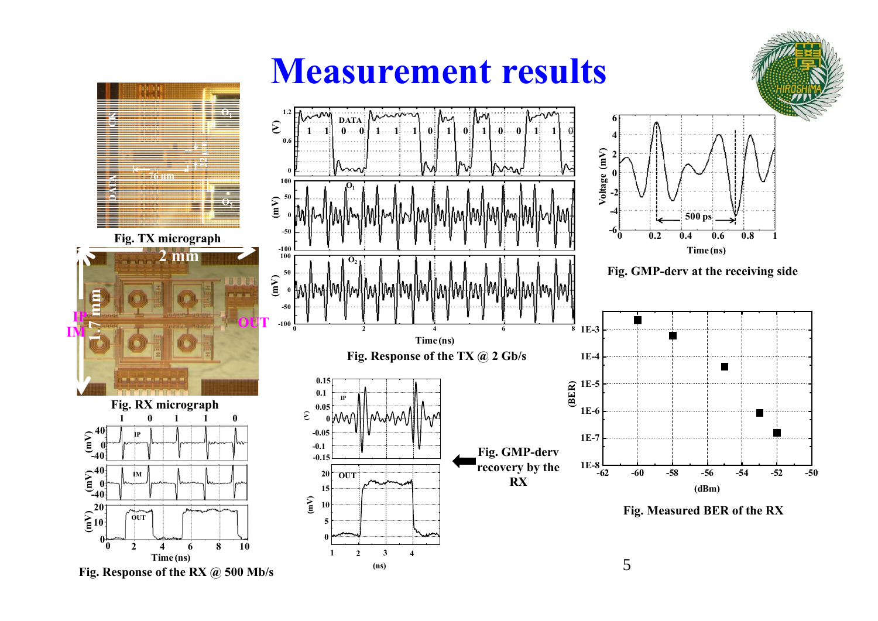# Measurement results

Fig. TX micrograph

Fig. RX micrograph

Fig. Response of the RX @ 500 Mb/s

Fig. Response of the TX @ 2 Gb/s

Fig. GMP-derv at the receiving side

Fig. GMP-derv recovery by the RX

Fig. Measured BER of the RX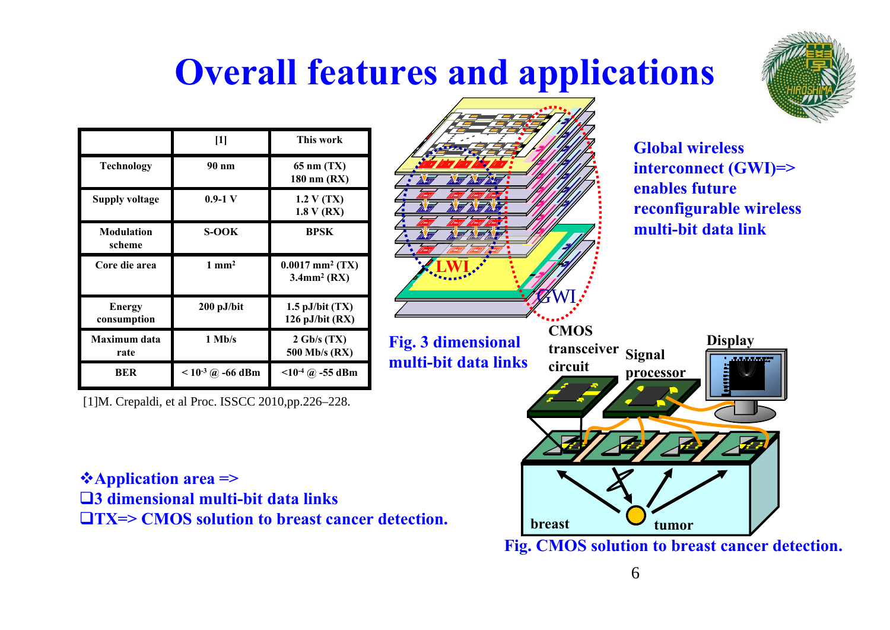# Overall features and applications

| | [1] | This work |
|---|---|---|
| Technology | 90 nm | 65 nm (TX) 180 nm (RX) |
| Supply voltage | 0.9-1 V | 1.2 V (TX) 1.8 V (RX) |
| Modulation scheme | S-OOK | BPSK |
| Core die area | 1 $mm^2$ | 0.0017 $mm^2$ (TX) 3.4$mm^2$ (RX) |
| Energy consumption | 200 pJ/bit | 1.5 pJ/bit (TX) 126 pJ/bit (RX) |
| Maximum data rate | 1 Mb/s | 2 Gb/s (TX) 500 Mb/s (RX) |
| BER | $< 10^{-3}$ @ -66 dBm | $<10^{-4}$ @ -55 dBm |

[1]M. Crepaldi, et al Proc. ISSCC 2010,pp.226–228.

LWI

GWI

Fig. 3 dimensional multi-bit data links

**Global wireless interconnect (GWI)=> enables future reconfigurable wireless multi-bit data link**

CMOS transceiver circuit

Signal processor

Display

breast

tumor

Fig. CMOS solution to breast cancer detection.

- **Application area =>**
  - **3 dimensional multi-bit data links**
  - **TX=> CMOS solution to breast cancer detection.**